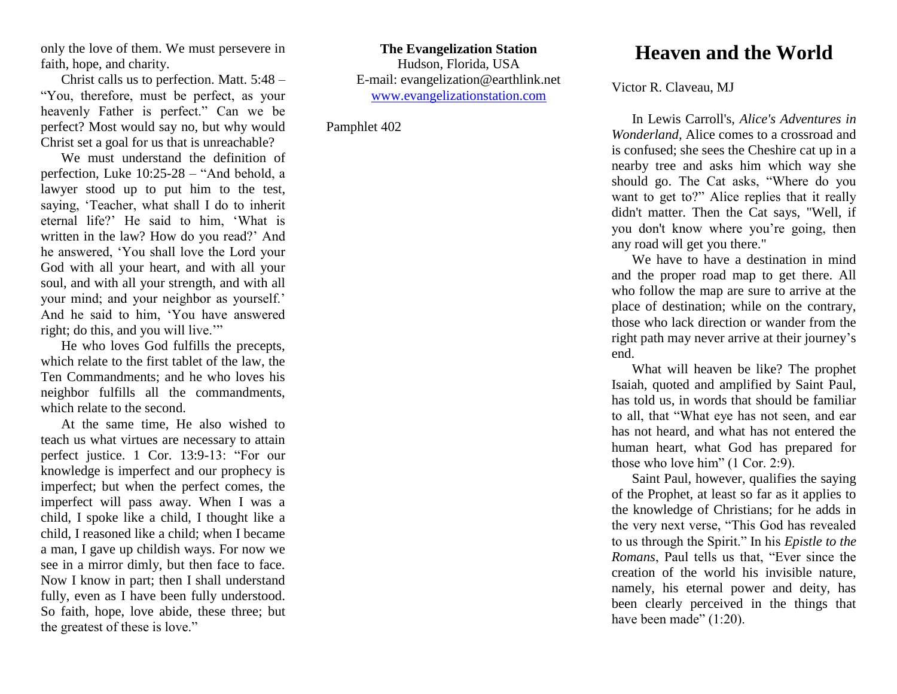only the love of them. We must persevere in faith, hope, and charity.

Christ calls us to perfection. Matt. 5:48 – "You, therefore, must be perfect, as your heavenly Father is perfect." Can we be perfect? Most would say no, but why would Christ set a goal for us that is unreachable?

We must understand the definition of perfection, Luke 10:25-28 – "And behold, a lawyer stood up to put him to the test, saying, 'Teacher, what shall I do to inherit eternal life?' He said to him, 'What is written in the law? How do you read?' And he answered, 'You shall love the Lord your God with all your heart, and with all your soul, and with all your strength, and with all your mind; and your neighbor as yourself.' And he said to him, 'You have answered right; do this, and you will live.'"

He who loves God fulfills the precepts, which relate to the first tablet of the law, the Ten Commandments; and he who loves his neighbor fulfills all the commandments, which relate to the second.

At the same time, He also wished to teach us what virtues are necessary to attain perfect justice. 1 Cor. 13:9-13: "For our knowledge is imperfect and our prophecy is imperfect; but when the perfect comes, the imperfect will pass away. When I was a child, I spoke like a child, I thought like a child, I reasoned like a child; when I became a man, I gave up childish ways. For now we see in a mirror dimly, but then face to face. Now I know in part; then I shall understand fully, even as I have been fully understood. So faith, hope, love abide, these three; but the greatest of these is love."

**The Evangelization Station**
Hudson, Florida, USA
E-mail: evangelization@earthlink.net
www.evangelizationstation.com

Pamphlet 402

# Heaven and the World

Victor R. Claveau, MJ

In Lewis Carroll's, *Alice's Adventures in Wonderland,* Alice comes to a crossroad and is confused; she sees the Cheshire cat up in a nearby tree and asks him which way she should go. The Cat asks, "Where do you want to get to?" Alice replies that it really didn't matter. Then the Cat says, "Well, if you don't know where you're going, then any road will get you there."

We have to have a destination in mind and the proper road map to get there. All who follow the map are sure to arrive at the place of destination; while on the contrary, those who lack direction or wander from the right path may never arrive at their journey's end.

What will heaven be like? The prophet Isaiah, quoted and amplified by Saint Paul, has told us, in words that should be familiar to all, that "What eye has not seen, and ear has not heard, and what has not entered the human heart, what God has prepared for those who love him" (1 Cor. 2:9).

Saint Paul, however, qualifies the saying of the Prophet, at least so far as it applies to the knowledge of Christians; for he adds in the very next verse, "This God has revealed to us through the Spirit." In his *Epistle to the Romans*, Paul tells us that, "Ever since the creation of the world his invisible nature, namely, his eternal power and deity, has been clearly perceived in the things that have been made" (1:20).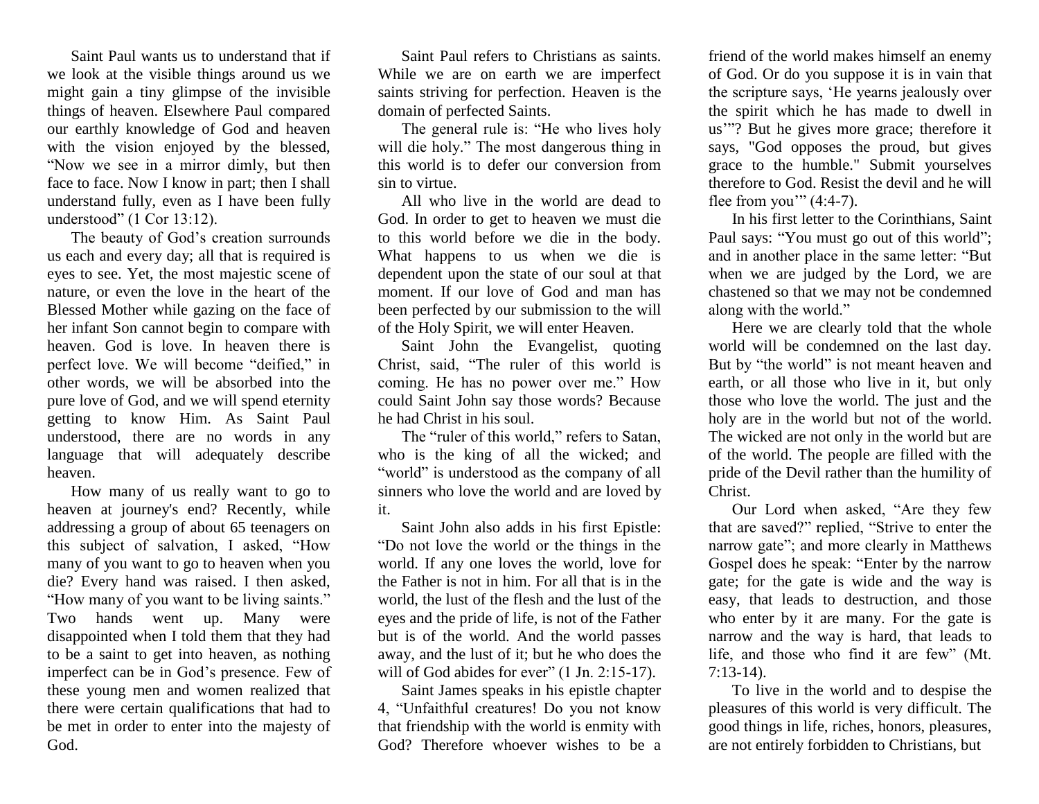Saint Paul wants us to understand that if we look at the visible things around us we might gain a tiny glimpse of the invisible things of heaven. Elsewhere Paul compared our earthly knowledge of God and heaven with the vision enjoyed by the blessed, "Now we see in a mirror dimly, but then face to face. Now I know in part; then I shall understand fully, even as I have been fully understood" (1 Cor 13:12).

The beauty of God's creation surrounds us each and every day; all that is required is eyes to see. Yet, the most majestic scene of nature, or even the love in the heart of the Blessed Mother while gazing on the face of her infant Son cannot begin to compare with heaven. God is love. In heaven there is perfect love. We will become "deified," in other words, we will be absorbed into the pure love of God, and we will spend eternity getting to know Him. As Saint Paul understood, there are no words in any language that will adequately describe heaven.

How many of us really want to go to heaven at journey's end? Recently, while addressing a group of about 65 teenagers on this subject of salvation, I asked, "How many of you want to go to heaven when you die? Every hand was raised. I then asked, "How many of you want to be living saints." Two hands went up. Many were disappointed when I told them that they had to be a saint to get into heaven, as nothing imperfect can be in God's presence. Few of these young men and women realized that there were certain qualifications that had to be met in order to enter into the majesty of God.

Saint Paul refers to Christians as saints. While we are on earth we are imperfect saints striving for perfection. Heaven is the domain of perfected Saints.

The general rule is: "He who lives holy will die holy." The most dangerous thing in this world is to defer our conversion from sin to virtue.

All who live in the world are dead to God. In order to get to heaven we must die to this world before we die in the body. What happens to us when we die is dependent upon the state of our soul at that moment. If our love of God and man has been perfected by our submission to the will of the Holy Spirit, we will enter Heaven.

Saint John the Evangelist, quoting Christ, said, "The ruler of this world is coming. He has no power over me." How could Saint John say those words? Because he had Christ in his soul.

The "ruler of this world," refers to Satan, who is the king of all the wicked; and "world" is understood as the company of all sinners who love the world and are loved by it.

Saint John also adds in his first Epistle: "Do not love the world or the things in the world. If any one loves the world, love for the Father is not in him. For all that is in the world, the lust of the flesh and the lust of the eyes and the pride of life, is not of the Father but is of the world. And the world passes away, and the lust of it; but he who does the will of God abides for ever" (1 Jn. 2:15-17).

Saint James speaks in his epistle chapter 4, "Unfaithful creatures! Do you not know that friendship with the world is enmity with God? Therefore whoever wishes to be a friend of the world makes himself an enemy of God. Or do you suppose it is in vain that the scripture says, 'He yearns jealously over the spirit which he has made to dwell in us'"? But he gives more grace; therefore it says, "God opposes the proud, but gives grace to the humble." Submit yourselves therefore to God. Resist the devil and he will flee from you'" (4:4-7).

In his first letter to the Corinthians, Saint Paul says: "You must go out of this world"; and in another place in the same letter: "But when we are judged by the Lord, we are chastened so that we may not be condemned along with the world."

Here we are clearly told that the whole world will be condemned on the last day. But by "the world" is not meant heaven and earth, or all those who live in it, but only those who love the world. The just and the holy are in the world but not of the world. The wicked are not only in the world but are of the world. The people are filled with the pride of the Devil rather than the humility of Christ.

Our Lord when asked, "Are they few that are saved?" replied, "Strive to enter the narrow gate"; and more clearly in Matthews Gospel does he speak: "Enter by the narrow gate; for the gate is wide and the way is easy, that leads to destruction, and those who enter by it are many. For the gate is narrow and the way is hard, that leads to life, and those who find it are few" (Mt. 7:13-14).

To live in the world and to despise the pleasures of this world is very difficult. The good things in life, riches, honors, pleasures, are not entirely forbidden to Christians, but